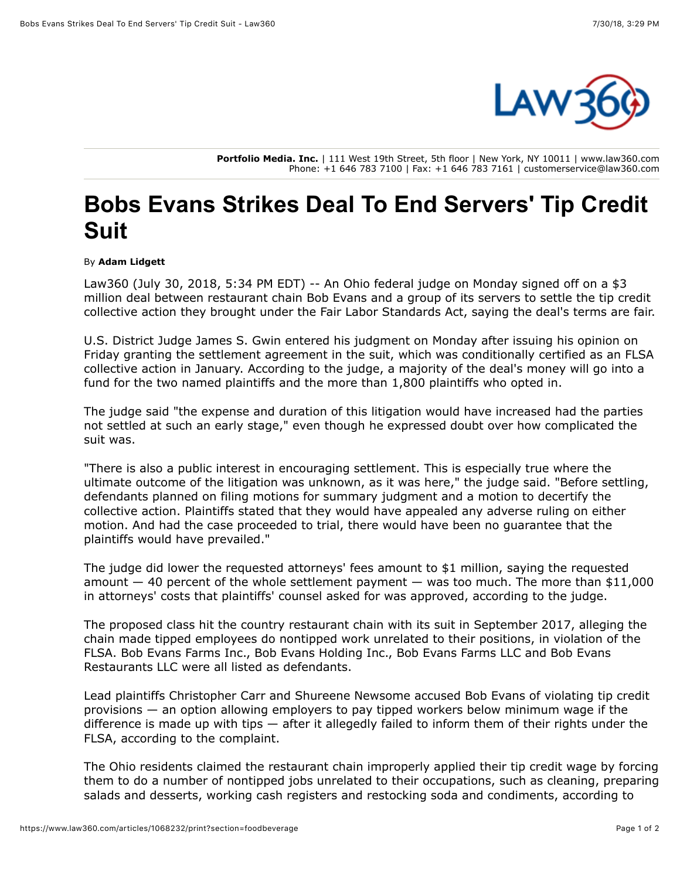**Portfolio Media. Inc.** | 111 West 19th Street, 5th floor | New York, NY 10011 | www.law360.com
Phone: +1 646 783 7100 | Fax: +1 646 783 7161 | customerservice@law360.com

# Bobs Evans Strikes Deal To End Servers' Tip Credit Suit

By **Adam Lidgett**

Law360 (July 30, 2018, 5:34 PM EDT) -- An Ohio federal judge on Monday signed off on a $3 million deal between restaurant chain Bob Evans and a group of its servers to settle the tip credit collective action they brought under the Fair Labor Standards Act, saying the deal's terms are fair.

U.S. District Judge James S. Gwin entered his judgment on Monday after issuing his opinion on Friday granting the settlement agreement in the suit, which was conditionally certified as an FLSA collective action in January. According to the judge, a majority of the deal's money will go into a fund for the two named plaintiffs and the more than 1,800 plaintiffs who opted in.

The judge said "the expense and duration of this litigation would have increased had the parties not settled at such an early stage," even though he expressed doubt over how complicated the suit was.

"There is also a public interest in encouraging settlement. This is especially true where the ultimate outcome of the litigation was unknown, as it was here," the judge said. "Before settling, defendants planned on filing motions for summary judgment and a motion to decertify the collective action. Plaintiffs stated that they would have appealed any adverse ruling on either motion. And had the case proceeded to trial, there would have been no guarantee that the plaintiffs would have prevailed."

The judge did lower the requested attorneys' fees amount to $1 million, saying the requested amount — 40 percent of the whole settlement payment — was too much. The more than $11,000 in attorneys' costs that plaintiffs' counsel asked for was approved, according to the judge.

The proposed class hit the country restaurant chain with its suit in September 2017, alleging the chain made tipped employees do nontipped work unrelated to their positions, in violation of the FLSA. Bob Evans Farms Inc., Bob Evans Holding Inc., Bob Evans Farms LLC and Bob Evans Restaurants LLC were all listed as defendants.

Lead plaintiffs Christopher Carr and Shureene Newsome accused Bob Evans of violating tip credit provisions — an option allowing employers to pay tipped workers below minimum wage if the difference is made up with tips — after it allegedly failed to inform them of their rights under the FLSA, according to the complaint.

The Ohio residents claimed the restaurant chain improperly applied their tip credit wage by forcing them to do a number of nontipped jobs unrelated to their occupations, such as cleaning, preparing salads and desserts, working cash registers and restocking soda and condiments, according to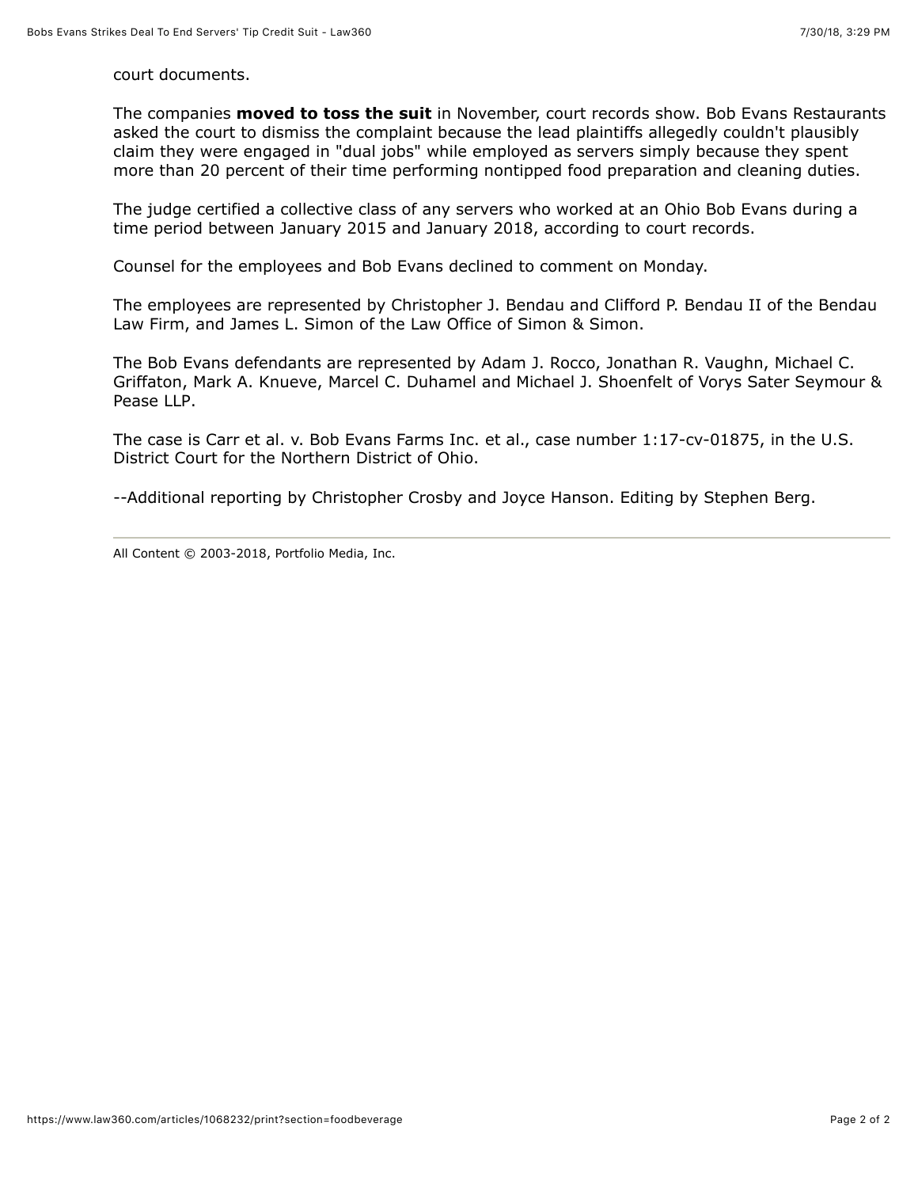court documents.

The companies **moved to toss the suit** in November, court records show. Bob Evans Restaurants asked the court to dismiss the complaint because the lead plaintiffs allegedly couldn't plausibly claim they were engaged in "dual jobs" while employed as servers simply because they spent more than 20 percent of their time performing nontipped food preparation and cleaning duties.

The judge certified a collective class of any servers who worked at an Ohio Bob Evans during a time period between January 2015 and January 2018, according to court records.

Counsel for the employees and Bob Evans declined to comment on Monday.

The employees are represented by Christopher J. Bendau and Clifford P. Bendau II of the Bendau Law Firm, and James L. Simon of the Law Office of Simon & Simon.

The Bob Evans defendants are represented by Adam J. Rocco, Jonathan R. Vaughn, Michael C. Griffaton, Mark A. Knueve, Marcel C. Duhamel and Michael J. Shoenfelt of Vorys Sater Seymour & Pease LLP.

The case is Carr et al. v. Bob Evans Farms Inc. et al., case number 1:17-cv-01875, in the U.S. District Court for the Northern District of Ohio.

--Additional reporting by Christopher Crosby and Joyce Hanson. Editing by Stephen Berg.

---

All Content © 2003-2018, Portfolio Media, Inc.